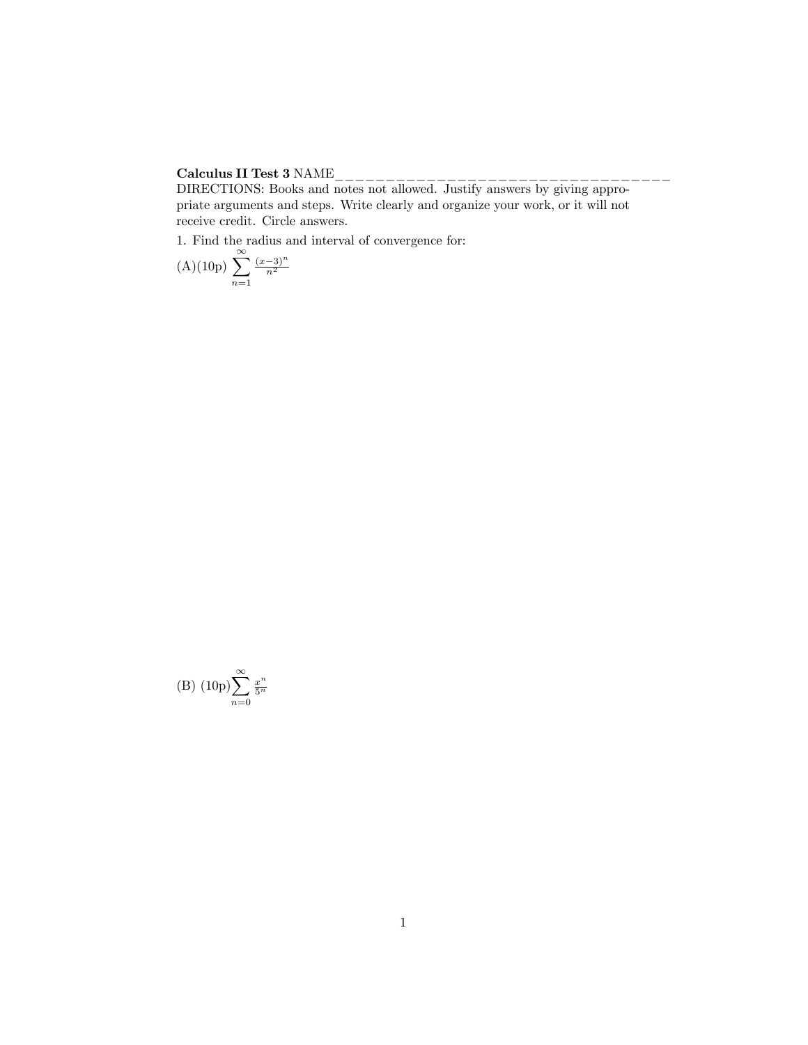**Calculus II Test 3** NAME___________________________________

DIRECTIONS: Books and notes not allowed. Justify answers by giving appropriate arguments and steps. Write clearly and organize your work, or it will not receive credit. Circle answers.

1. Find the radius and interval of convergence for:

(A)(10p) $\sum_{n=1}^{\infty} \frac{(x-3)^n}{n^2}$

(B) (10p)$\sum_{n=0}^{\infty} \frac{x^n}{5^n}$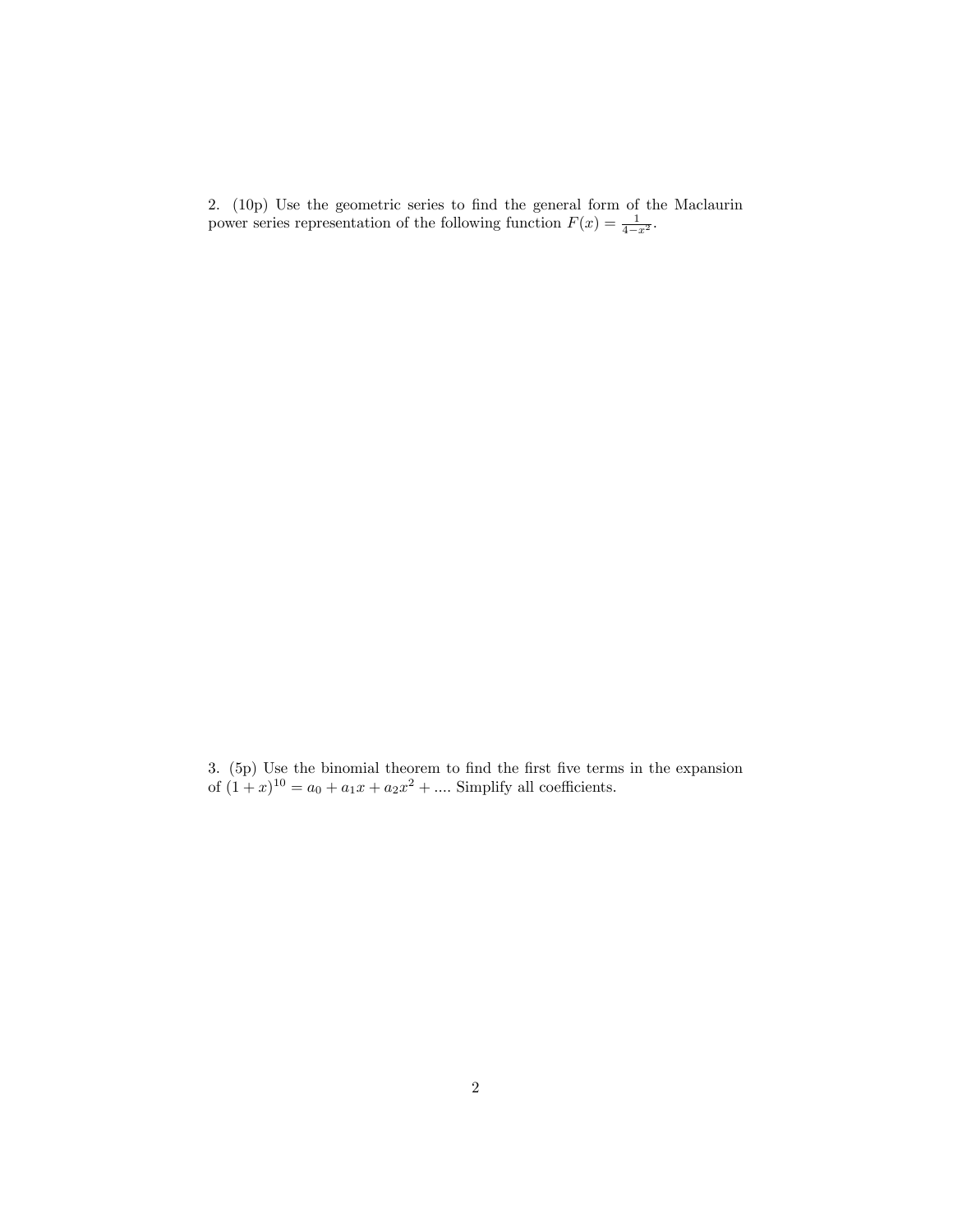2. (10p) Use the geometric series to find the general form of the Maclaurin power series representation of the following function $F(x) = \frac{1}{4-x^2}$.

3. (5p) Use the binomial theorem to find the first five terms in the expansion of $(1+x)^{10} = a_0 + a_1 x + a_2 x^2 + ....$ Simplify all coefficients.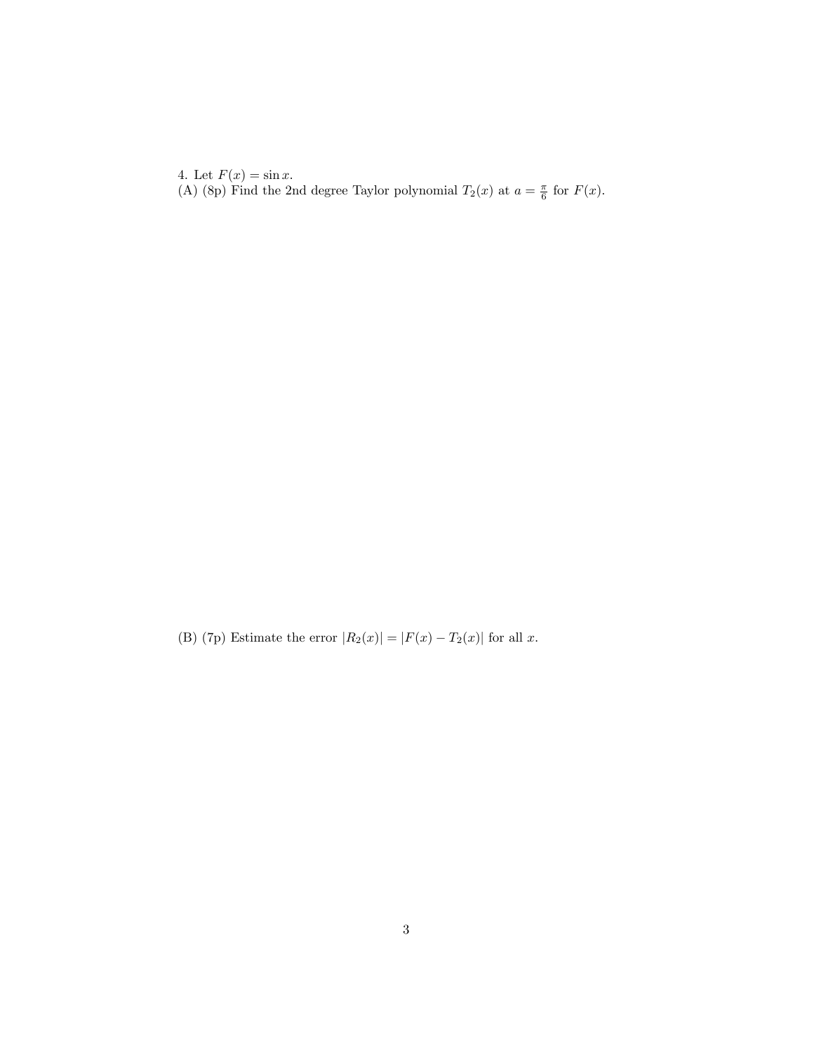4. Let $F(x) = \sin x$.
(A) (8p) Find the 2nd degree Taylor polynomial $T_2(x)$ at $a = \frac{\pi}{6}$ for $F(x)$.

(B) (7p) Estimate the error $|R_2(x)| = |F(x) - T_2(x)|$ for all $x$.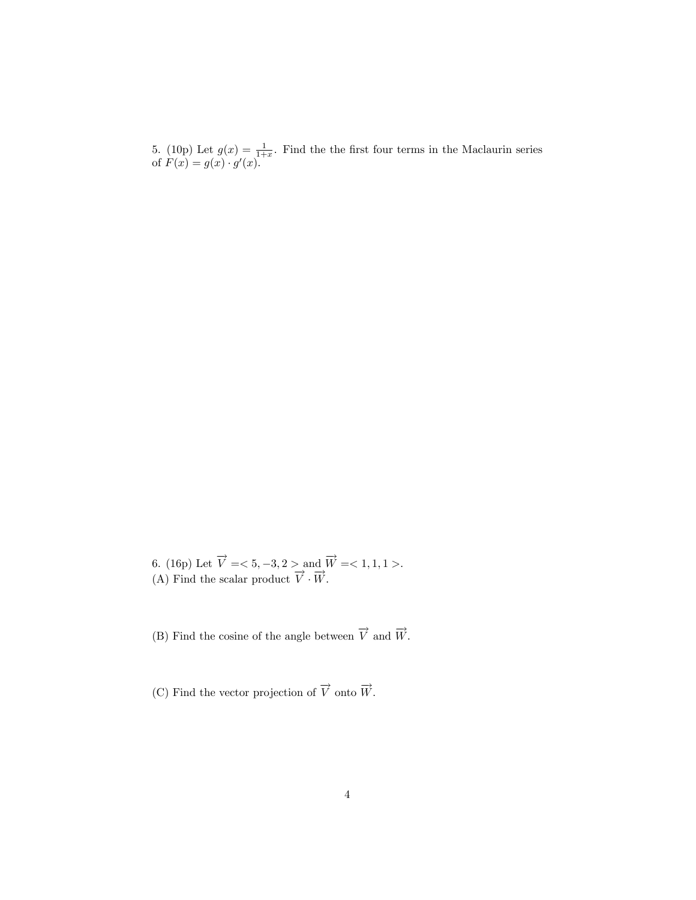5. (10p) Let $g(x) = \frac{1}{1+x}$. Find the the first four terms in the Maclaurin series of $F(x) = g(x) \cdot g'(x)$.

6. (16p) Let $\overrightarrow{V} =< 5, -3, 2 >$ and $\overrightarrow{W} =< 1, 1, 1 >$.
(A) Find the scalar product $\overrightarrow{V} \cdot \overrightarrow{W}$.

(B) Find the cosine of the angle between $\overrightarrow{V}$ and $\overrightarrow{W}$.

(C) Find the vector projection of $\overrightarrow{V}$ onto $\overrightarrow{W}$.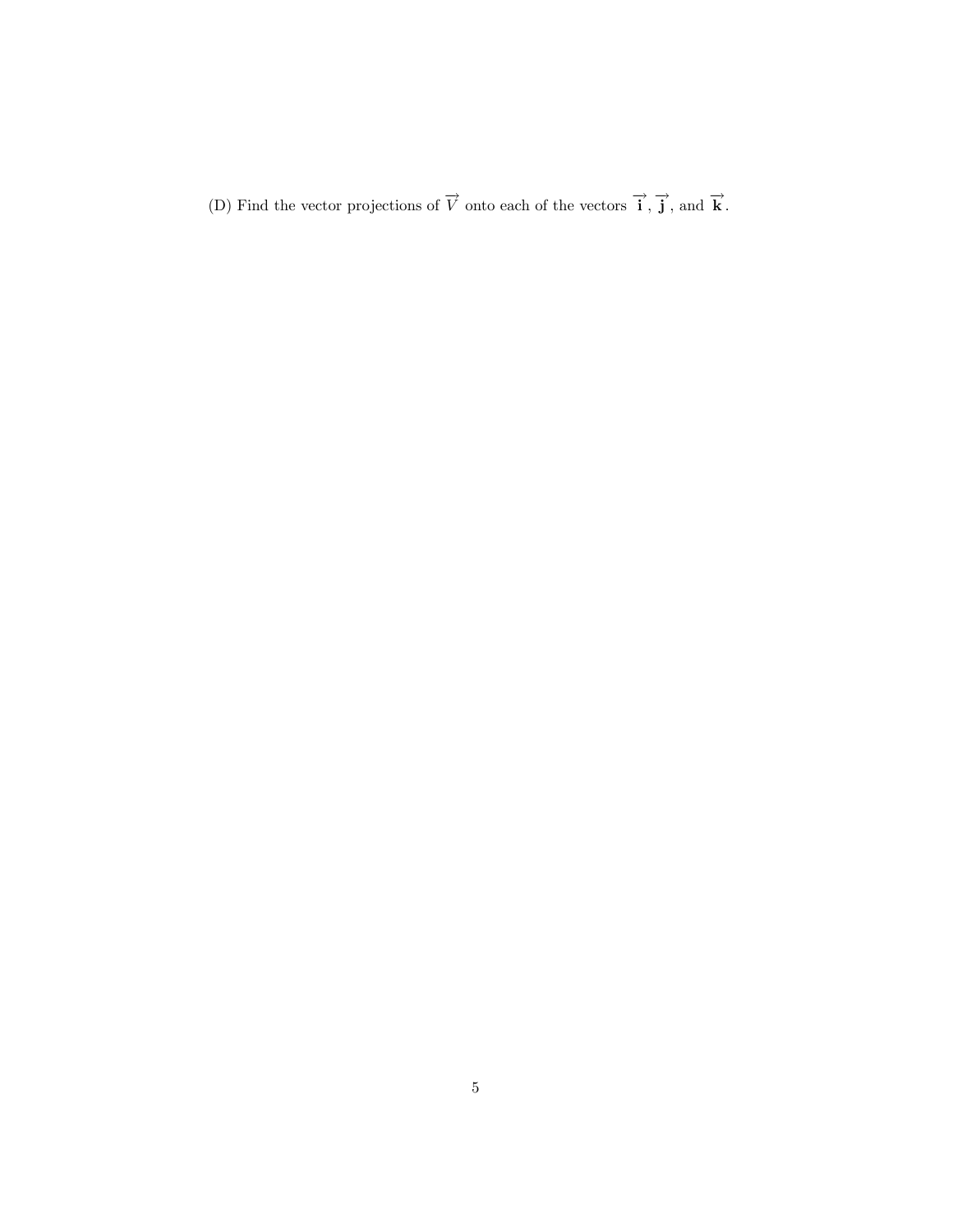(D) Find the vector projections of $\overrightarrow{V}$ onto each of the vectors $\overrightarrow{\mathbf{i}}$, $\overrightarrow{\mathbf{j}}$, and $\overrightarrow{\mathbf{k}}$.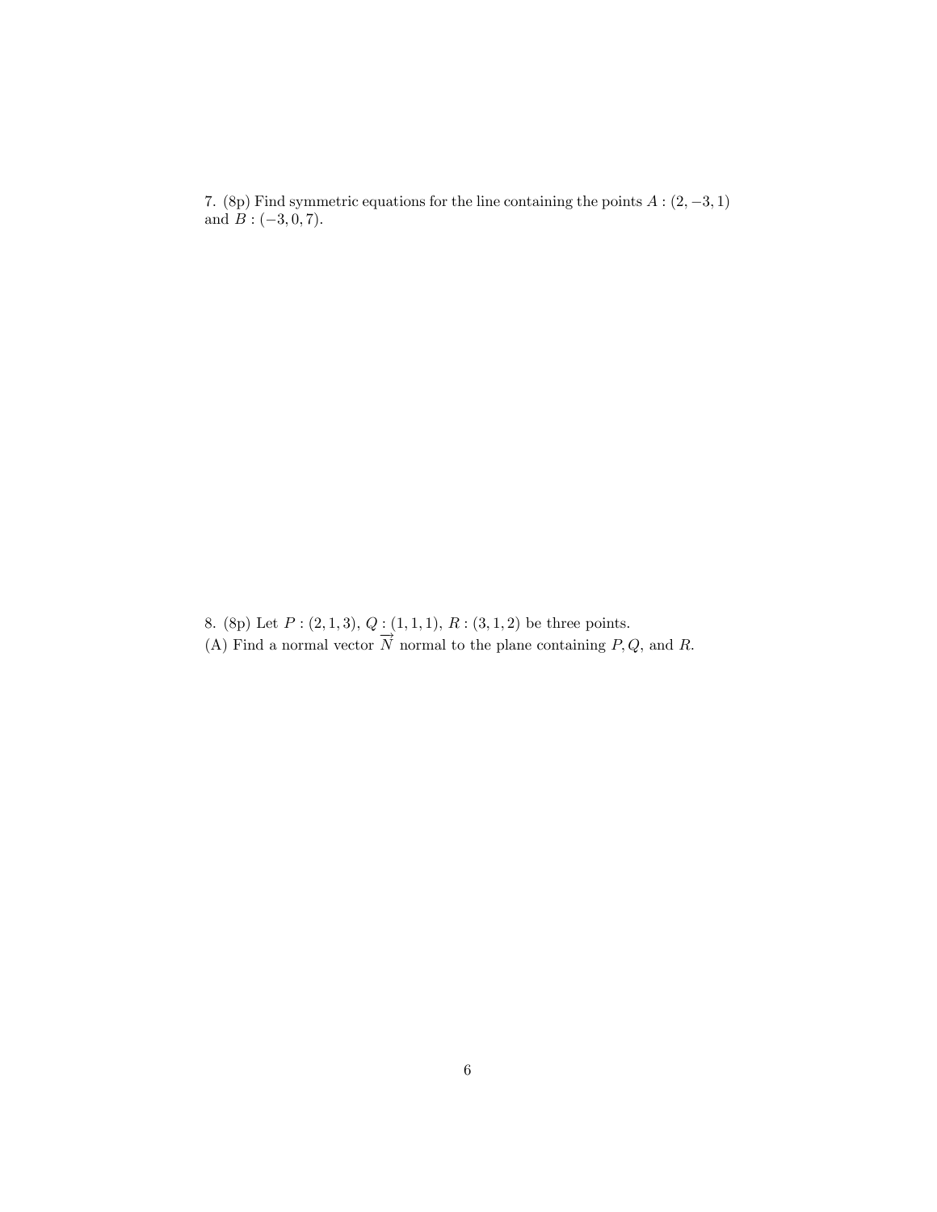7. (8p) Find symmetric equations for the line containing the points $A : (2, -3, 1)$ and $B : (-3, 0, 7)$.

8. (8p) Let $P : (2, 1, 3)$, $Q : (1, 1, 1)$, $R : (3, 1, 2)$ be three points.
(A) Find a normal vector $\overrightarrow{N}$ normal to the plane containing $P, Q$, and $R$.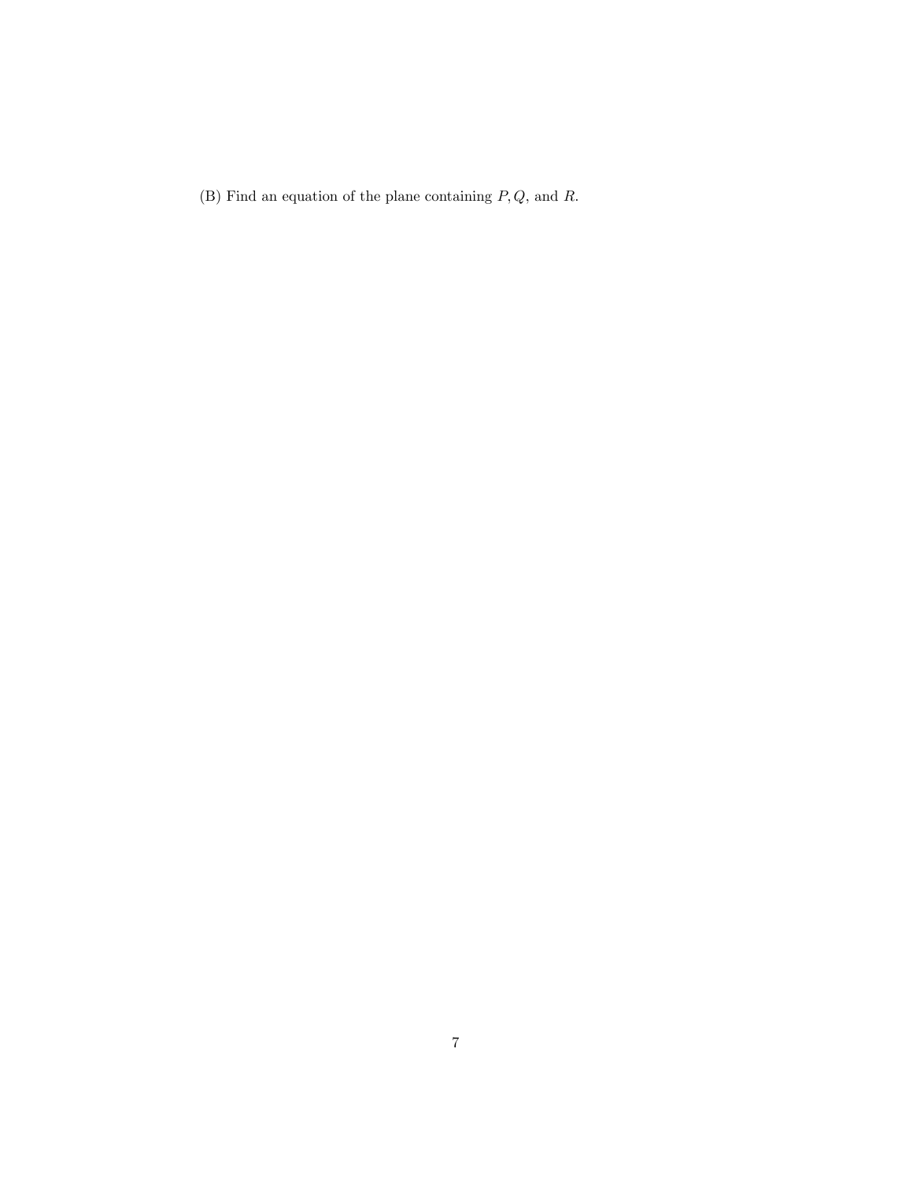(B) Find an equation of the plane containing $P, Q$, and $R$.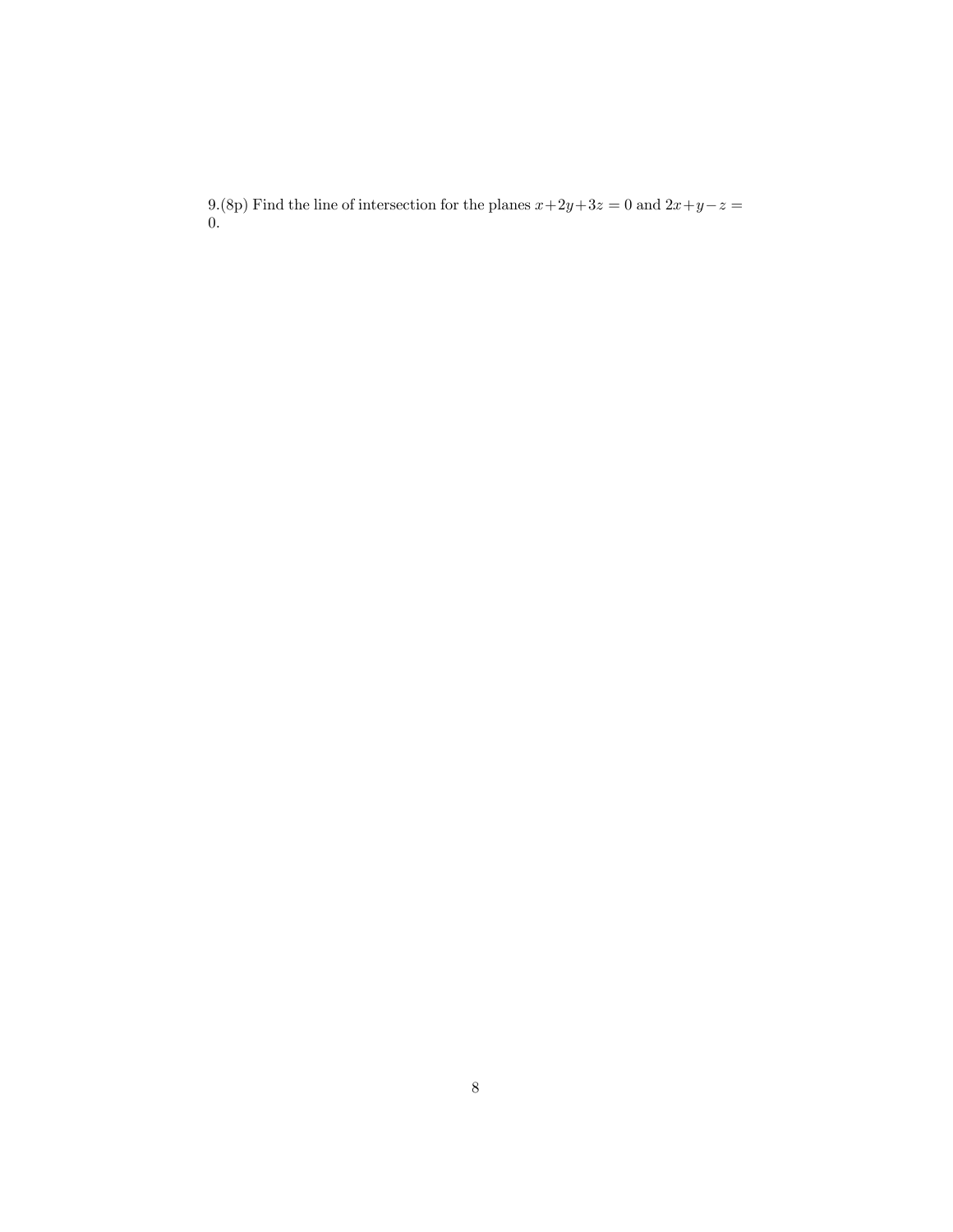9.(8p) Find the line of intersection for the planes $x+2y+3z=0$ and $2x+y-z=0$.